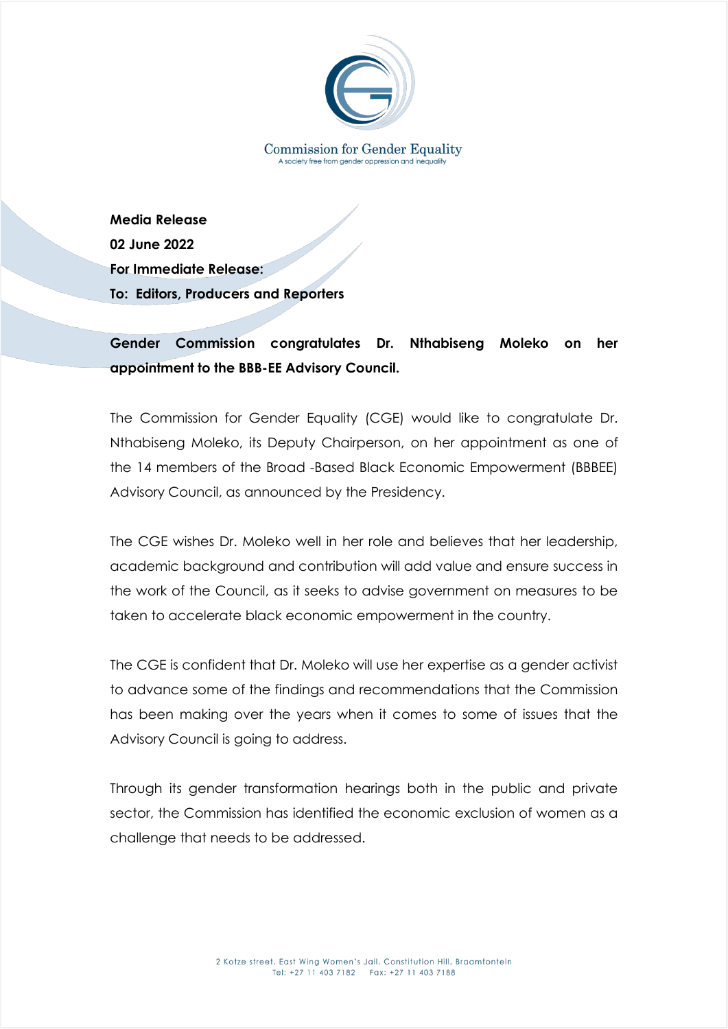Commission for Gender Equality

A society free from gender oppression and inequality

**Media Release**

**02 June 2022**

**For Immediate Release:**

**To: Editors, Producers and Reporters**

**Gender Commission congratulates Dr. Nthabiseng Moleko on her appointment to the BBB-EE Advisory Council.**

The Commission for Gender Equality (CGE) would like to congratulate Dr. Nthabiseng Moleko, its Deputy Chairperson, on her appointment as one of the 14 members of the Broad -Based Black Economic Empowerment (BBBEE) Advisory Council, as announced by the Presidency.

The CGE wishes Dr. Moleko well in her role and believes that her leadership, academic background and contribution will add value and ensure success in the work of the Council, as it seeks to advise government on measures to be taken to accelerate black economic empowerment in the country.

The CGE is confident that Dr. Moleko will use her expertise as a gender activist to advance some of the findings and recommendations that the Commission has been making over the years when it comes to some of issues that the Advisory Council is going to address.

Through its gender transformation hearings both in the public and private sector, the Commission has identified the economic exclusion of women as a challenge that needs to be addressed.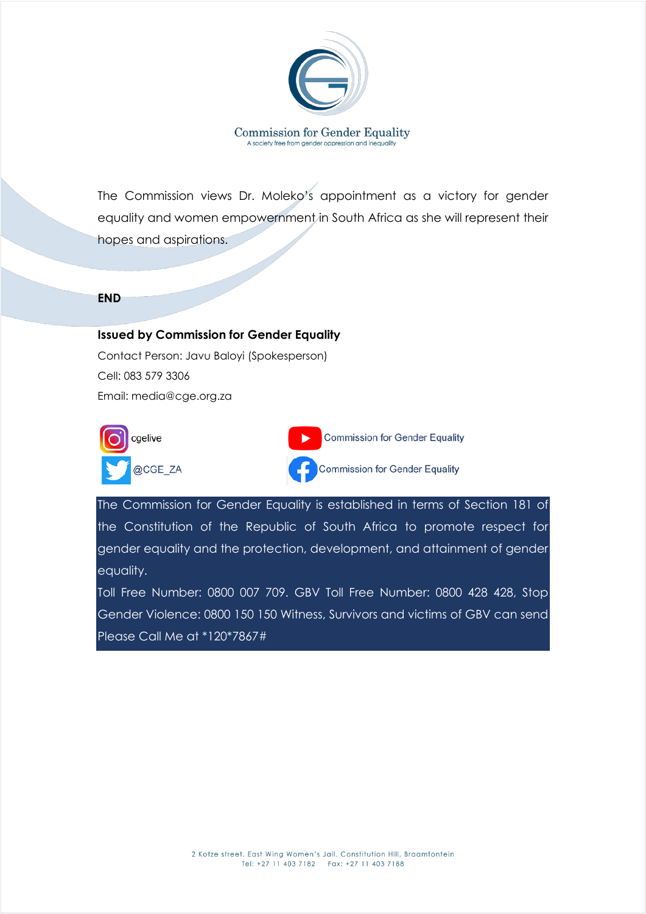Commission for Gender Equality
A society free from gender oppression and inequality

The Commission views Dr. Moleko's appointment as a victory for gender equality and women empowerment in South Africa as she will represent their hopes and aspirations.

**END**

**Issued by Commission for Gender Equality**
Contact Person: Javu Baloyi (Spokesperson)
Cell: 083 579 3306
Email: media@cge.org.za

cgelive
@CGE_ZA
Commission for Gender Equality
Commission for Gender Equality

The Commission for Gender Equality is established in terms of Section 181 of the Constitution of the Republic of South Africa to promote respect for gender equality and the protection, development, and attainment of gender equality.
Toll Free Number: 0800 007 709. GBV Toll Free Number: 0800 428 428, Stop Gender Violence: 0800 150 150 Witness, Survivors and victims of GBV can send Please Call Me at *120*7867#

2 Kotze street, East Wing Women's Jail, Constitution Hill, Braamfontein
Tel: +27 11 403 7182 Fax: +27 11 403 7188